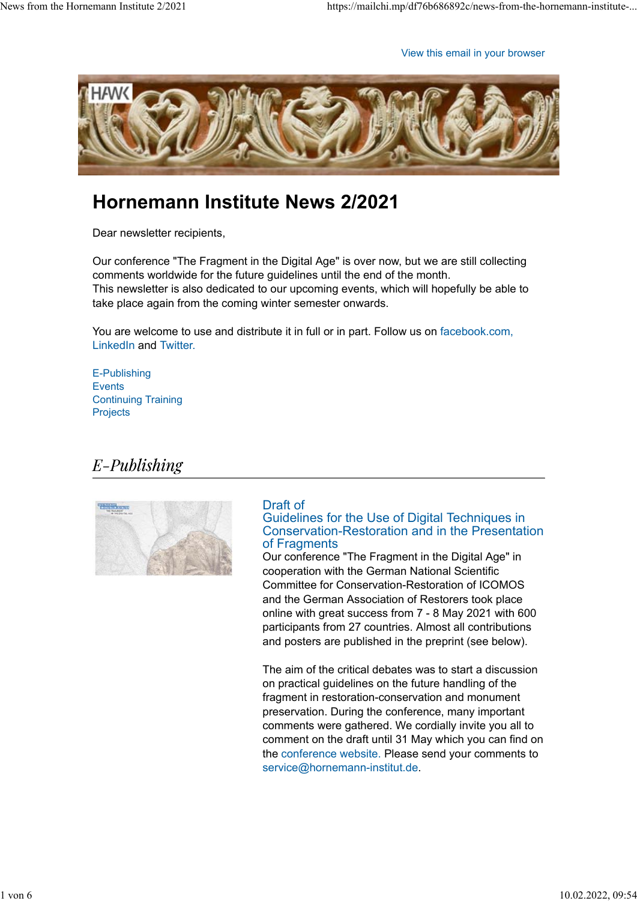View this email in your browser

# Hornemann Institute News 2/2021

Dear newsletter recipients,

Our conference "The Fragment in the Digital Age" is over now, but we are still collecting comments worldwide for the future guidelines until the end of the month.
This newsletter is also dedicated to our upcoming events, which will hopefully be able to take place again from the coming winter semester onwards.

You are welcome to use and distribute it in full or in part. Follow us on facebook.com, LinkedIn and Twitter.

E-Publishing
Events
Continuing Training
Projects

## *E-Publishing*

### Draft of Guidelines for the Use of Digital Techniques in Conservation-Restoration and in the Presentation of Fragments

Our conference "The Fragment in the Digital Age" in cooperation with the German National Scientific Committee for Conservation-Restoration of ICOMOS and the German Association of Restorers took place online with great success from 7 - 8 May 2021 with 600 participants from 27 countries. Almost all contributions and posters are published in the preprint (see below).

The aim of the critical debates was to start a discussion on practical guidelines on the future handling of the fragment in restoration-conservation and monument preservation. During the conference, many important comments were gathered. We cordially invite you all to comment on the draft until 31 May which you can find on the conference website. Please send your comments to service@hornemann-institut.de.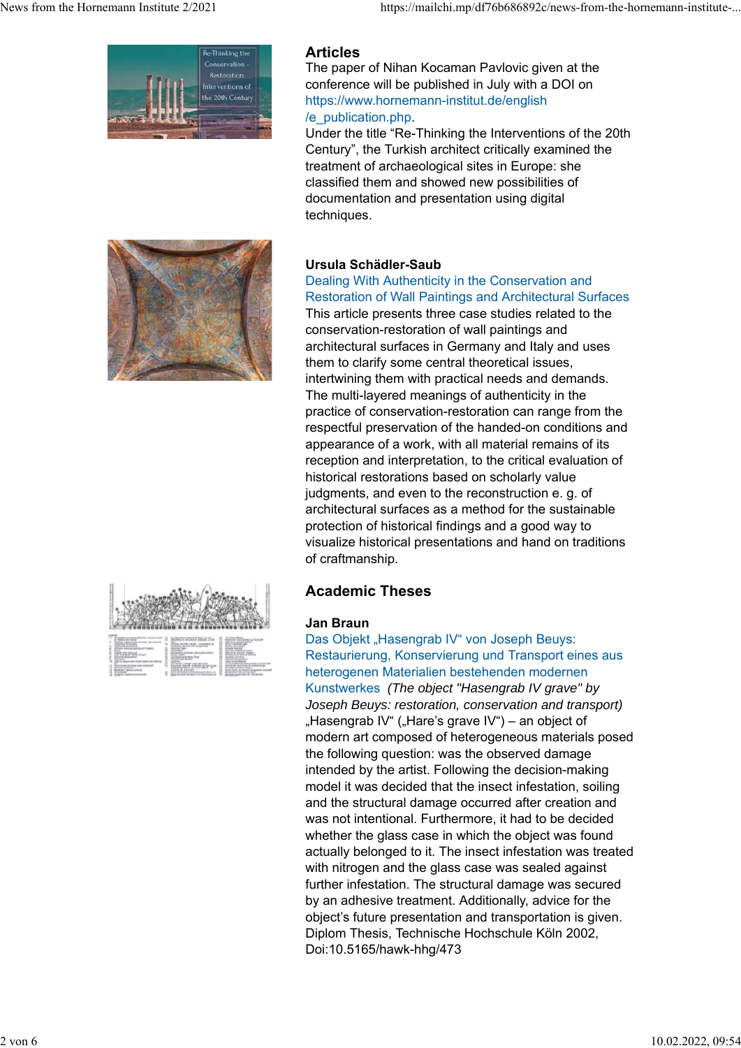## Articles

The paper of Nihan Kocaman Pavlovic given at the conference will be published in July with a DOI on https://www.hornemann-institut.de/english/e_publication.php.

Under the title “Re-Thinking the Interventions of the 20th Century”, the Turkish architect critically examined the treatment of archaeological sites in Europe: she classified them and showed new possibilities of documentation and presentation using digital techniques.

**Ursula Schädler-Saub**

Dealing With Authenticity in the Conservation and Restoration of Wall Paintings and Architectural Surfaces

This article presents three case studies related to the conservation-restoration of wall paintings and architectural surfaces in Germany and Italy and uses them to clarify some central theoretical issues, intertwining them with practical needs and demands. The multi-layered meanings of authenticity in the practice of conservation-restoration can range from the respectful preservation of the handed-on conditions and appearance of a work, with all material remains of its reception and interpretation, to the critical evaluation of historical restorations based on scholarly value judgments, and even to the reconstruction e. g. of architectural surfaces as a method for the sustainable protection of historical findings and a good way to visualize historical presentations and hand on traditions of craftsmanship.

## Academic Theses

**Jan Braun**

Das Objekt „Hasengrab IV“ von Joseph Beuys: Restaurierung, Konservierung und Transport eines aus heterogenen Materialien bestehenden modernen Kunstwerkes *(The object "Hasengrab IV grave" by Joseph Beuys: restoration, conservation and transport)*

„Hasengrab IV“ („Hare’s grave IV“) – an object of modern art composed of heterogeneous materials posed the following question: was the observed damage intended by the artist. Following the decision-making model it was decided that the insect infestation, soiling and the structural damage occurred after creation and was not intentional. Furthermore, it had to be decided whether the glass case in which the object was found actually belonged to it. The insect infestation was treated with nitrogen and the glass case was sealed against further infestation. The structural damage was secured by an adhesive treatment. Additionally, advice for the object’s future presentation and transportation is given.

Diplom Thesis, Technische Hochschule Köln 2002, Doi:10.5165/hawk-hhg/473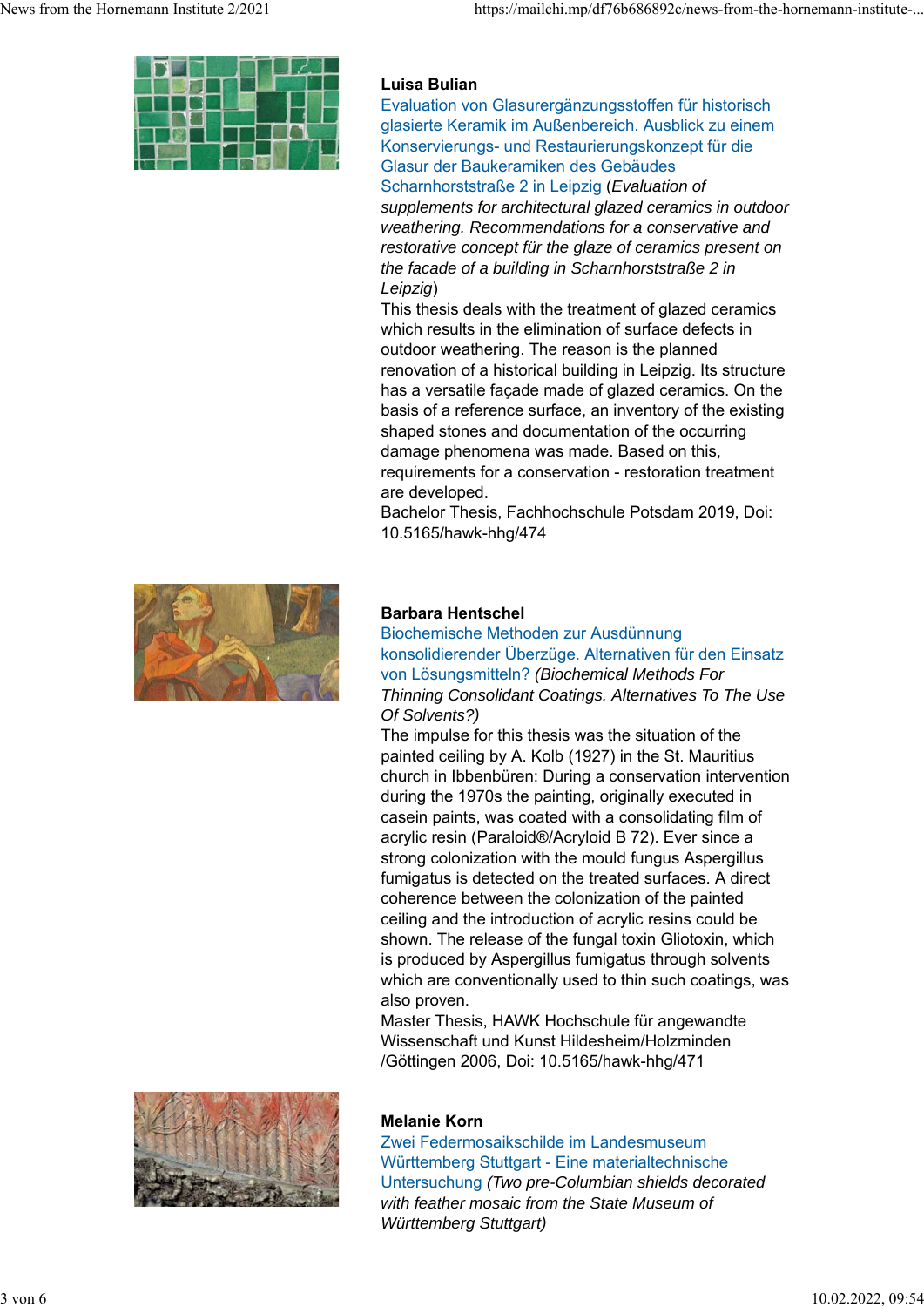**Luisa Bulian**

Evaluation von Glasurergänzungsstoffen für historisch glasierte Keramik im Außenbereich. Ausblick zu einem Konservierungs- und Restaurierungskonzept für die Glasur der Baukeramiken des Gebäudes Scharnhorststraße 2 in Leipzig (*Evaluation of supplements for architectural glazed ceramics in outdoor weathering. Recommendations for a conservative and restorative concept für the glaze of ceramics present on the facade of a building in Scharnhorststraße 2 in Leipzig*)

This thesis deals with the treatment of glazed ceramics which results in the elimination of surface defects in outdoor weathering. The reason is the planned renovation of a historical building in Leipzig. Its structure has a versatile façade made of glazed ceramics. On the basis of a reference surface, an inventory of the existing shaped stones and documentation of the occurring damage phenomena was made. Based on this, requirements for a conservation - restoration treatment are developed.

Bachelor Thesis, Fachhochschule Potsdam 2019, Doi: 10.5165/hawk-hhg/474

**Barbara Hentschel**

Biochemische Methoden zur Ausdünnung konsolidierender Überzüge. Alternativen für den Einsatz von Lösungsmitteln? *(Biochemical Methods For Thinning Consolidant Coatings. Alternatives To The Use Of Solvents?)*

The impulse for this thesis was the situation of the painted ceiling by A. Kolb (1927) in the St. Mauritius church in Ibbenbüren: During a conservation intervention during the 1970s the painting, originally executed in casein paints, was coated with a consolidating film of acrylic resin (Paraloid®/Acryloid B 72). Ever since a strong colonization with the mould fungus Aspergillus fumigatus is detected on the treated surfaces. A direct coherence between the colonization of the painted ceiling and the introduction of acrylic resins could be shown. The release of the fungal toxin Gliotoxin, which is produced by Aspergillus fumigatus through solvents which are conventionally used to thin such coatings, was also proven.

Master Thesis, HAWK Hochschule für angewandte Wissenschaft und Kunst Hildesheim/Holzminden /Göttingen 2006, Doi: 10.5165/hawk-hhg/471

**Melanie Korn**

Zwei Federmosaikschilde im Landesmuseum Württemberg Stuttgart - Eine materialtechnische Untersuchung *(Two pre-Columbian shields decorated with feather mosaic from the State Museum of Württemberg Stuttgart)*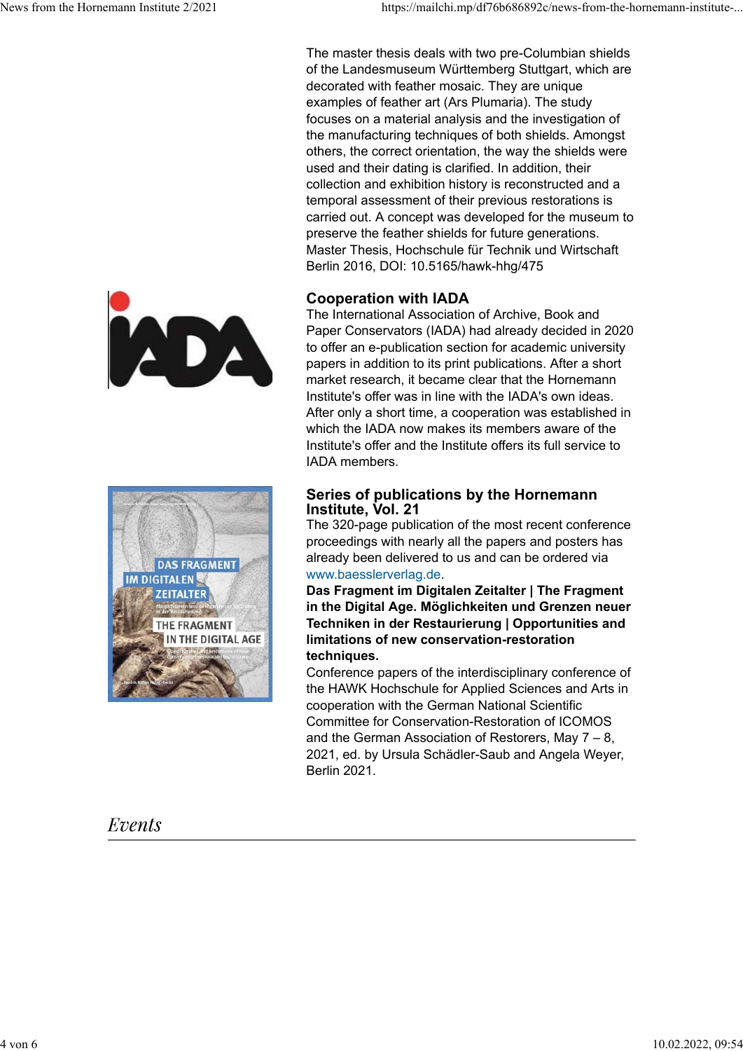The master thesis deals with two pre-Columbian shields of the Landesmuseum Württemberg Stuttgart, which are decorated with feather mosaic. They are unique examples of feather art (Ars Plumaria). The study focuses on a material analysis and the investigation of the manufacturing techniques of both shields. Amongst others, the correct orientation, the way the shields were used and their dating is clarified. In addition, their collection and exhibition history is reconstructed and a temporal assessment of their previous restorations is carried out. A concept was developed for the museum to preserve the feather shields for future generations. Master Thesis, Hochschule für Technik und Wirtschaft Berlin 2016, DOI: 10.5165/hawk-hhg/475

### Cooperation with IADA

The International Association of Archive, Book and Paper Conservators (IADA) had already decided in 2020 to offer an e-publication section for academic university papers in addition to its print publications. After a short market research, it became clear that the Hornemann Institute's offer was in line with the IADA's own ideas. After only a short time, a cooperation was established in which the IADA now makes its members aware of the Institute's offer and the Institute offers its full service to IADA members.

### Series of publications by the Hornemann Institute, Vol. 21

The 320-page publication of the most recent conference proceedings with nearly all the papers and posters has already been delivered to us and can be ordered via www.baesslerverlag.de.

**Das Fragment im Digitalen Zeitalter | The Fragment in the Digital Age. Möglichkeiten und Grenzen neuer Techniken in der Restaurierung | Opportunities and limitations of new conservation-restoration techniques.**

Conference papers of the interdisciplinary conference of the HAWK Hochschule for Applied Sciences and Arts in cooperation with the German National Scientific Committee for Conservation-Restoration of ICOMOS and the German Association of Restorers, May 7 – 8, 2021, ed. by Ursula Schädler-Saub and Angela Weyer, Berlin 2021.

## *Events*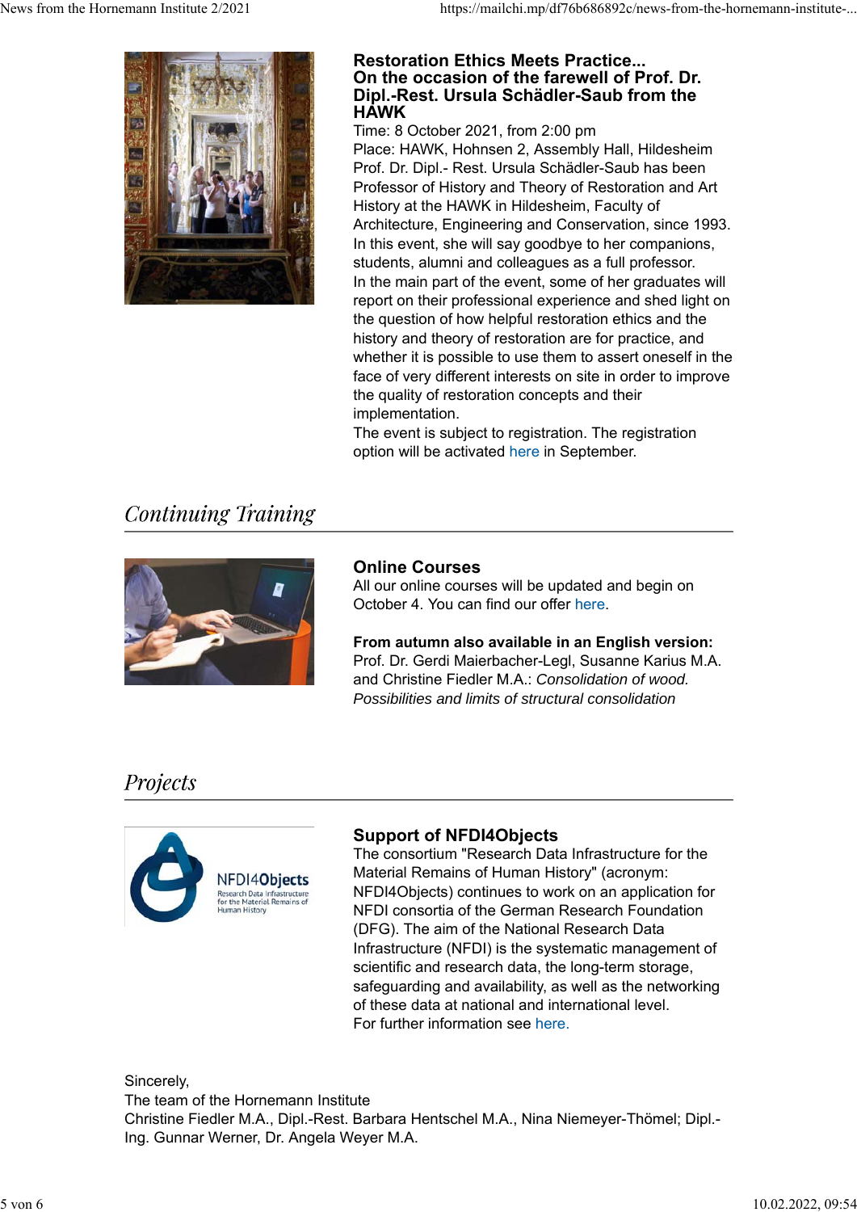### Restoration Ethics Meets Practice...
### On the occasion of the farewell of Prof. Dr. Dipl.-Rest. Ursula Schädler-Saub from the HAWK

Time: 8 October 2021, from 2:00 pm
Place: HAWK, Hohnsen 2, Assembly Hall, Hildesheim
Prof. Dr. Dipl.- Rest. Ursula Schädler-Saub has been Professor of History and Theory of Restoration and Art History at the HAWK in Hildesheim, Faculty of Architecture, Engineering and Conservation, since 1993. In this event, she will say goodbye to her companions, students, alumni and colleagues as a full professor.
In the main part of the event, some of her graduates will report on their professional experience and shed light on the question of how helpful restoration ethics and the history and theory of restoration are for practice, and whether it is possible to use them to assert oneself in the face of very different interests on site in order to improve the quality of restoration concepts and their implementation.
The event is subject to registration. The registration option will be activated here in September.

## *Continuing Training*

### Online Courses

All our online courses will be updated and begin on October 4. You can find our offer here.

**From autumn also available in an English version:**
Prof. Dr. Gerdi Maierbacher-Legl, Susanne Karius M.A. and Christine Fiedler M.A.: *Consolidation of wood. Possibilities and limits of structural consolidation*

## *Projects*

### Support of NFDI4Objects

The consortium "Research Data Infrastructure for the Material Remains of Human History" (acronym: NFDI4Objects) continues to work on an application for NFDI consortia of the German Research Foundation (DFG). The aim of the National Research Data Infrastructure (NFDI) is the systematic management of scientific and research data, the long-term storage, safeguarding and availability, as well as the networking of these data at national and international level.
For further information see here.

Sincerely,
The team of the Hornemann Institute
Christine Fiedler M.A., Dipl.-Rest. Barbara Hentschel M.A., Nina Niemeyer-Thömel; Dipl.-Ing. Gunnar Werner, Dr. Angela Weyer M.A.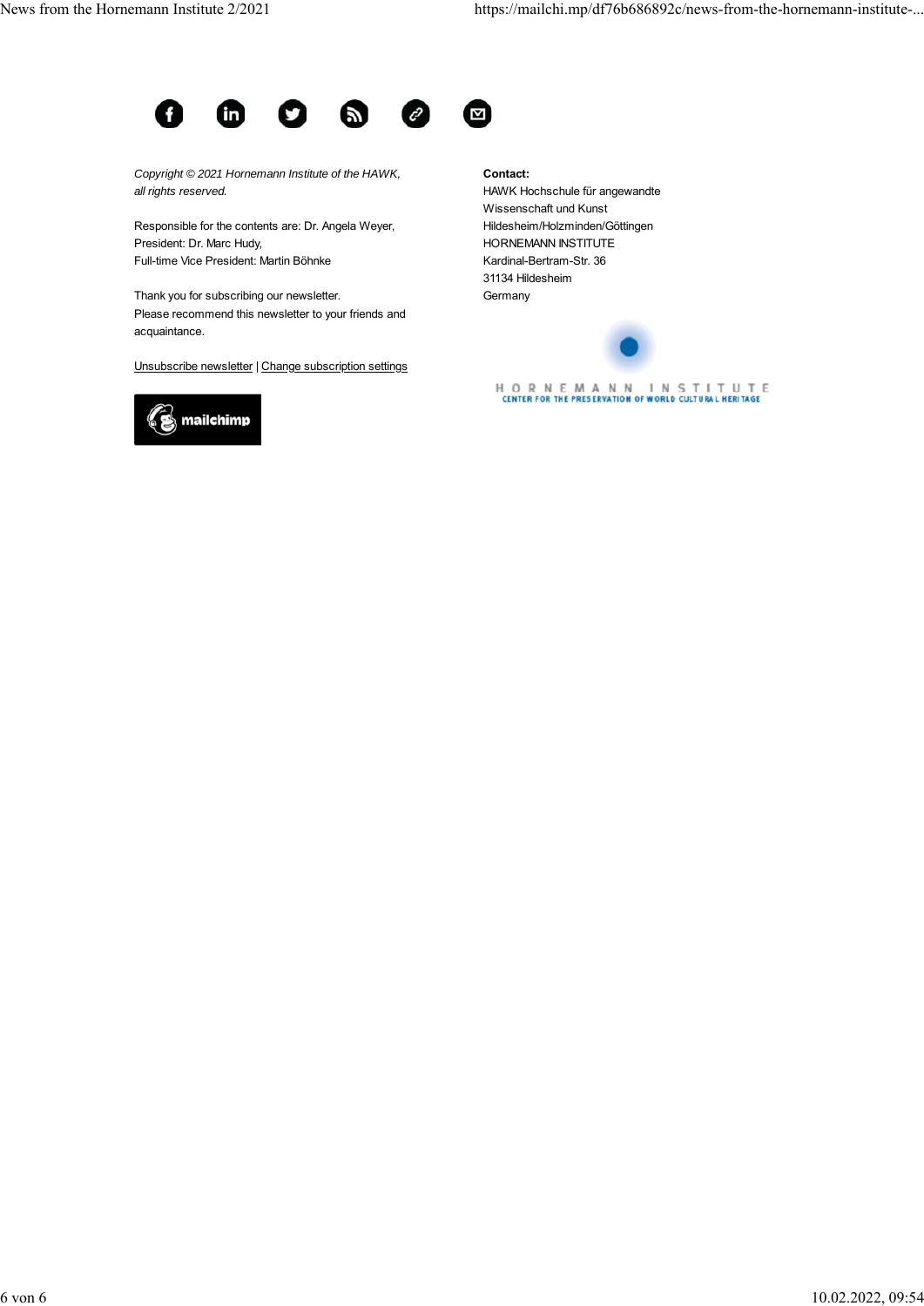*Copyright © 2021 Hornemann Institute of the HAWK, all rights reserved.*

Responsible for the contents are: Dr. Angela Weyer,
President: Dr. Marc Hudy,
Full-time Vice President: Martin Böhnke

Thank you for subscribing our newsletter.
Please recommend this newsletter to your friends and acquaintance.

Unsubscribe newsletter | Change subscription settings

**Contact:**
HAWK Hochschule für angewandte Wissenschaft und Kunst
Hildesheim/Holzminden/Göttingen
HORNEMANN INSTITUTE
Kardinal-Bertram-Str. 36
31134 Hildesheim
Germany

HORNEMANN INSTITUTE
CENTER FOR THE PRESERVATION OF WORLD CULTURAL HERITAGE